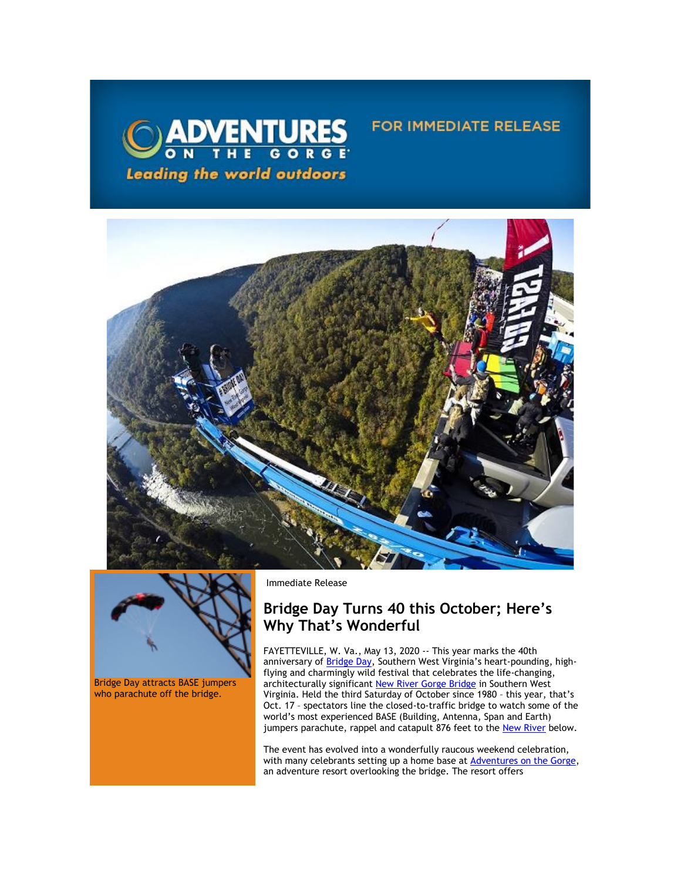ADVENTURES ON THE GORGE

Leading the world outdoors

FOR IMMEDIATE RELEASE

Bridge Day attracts BASE jumpers who parachute off the bridge.

Immediate Release

## Bridge Day Turns 40 this October; Here's Why That's Wonderful

FAYETTEVILLE, W. Va., May 13, 2020 -- This year marks the 40th anniversary of Bridge Day, Southern West Virginia's heart-pounding, high-flying and charmingly wild festival that celebrates the life-changing, architecturally significant New River Gorge Bridge in Southern West Virginia. Held the third Saturday of October since 1980 – this year, that's Oct. 17 – spectators line the closed-to-traffic bridge to watch some of the world's most experienced BASE (Building, Antenna, Span and Earth) jumpers parachute, rappel and catapult 876 feet to the New River below.

The event has evolved into a wonderfully raucous weekend celebration, with many celebrants setting up a home base at Adventures on the Gorge, an adventure resort overlooking the bridge. The resort offers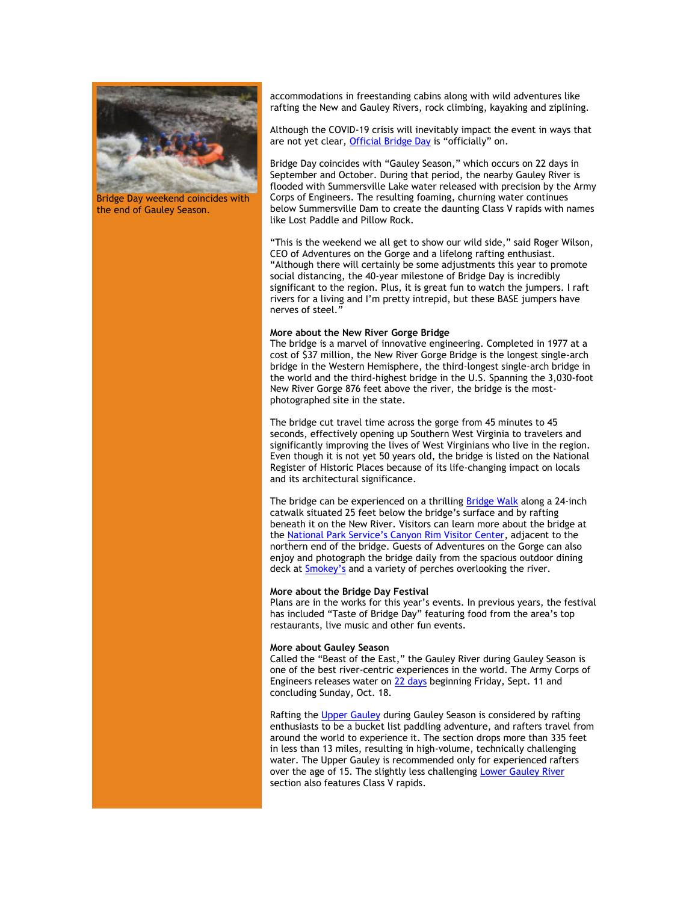Bridge Day weekend coincides with the end of Gauley Season.

accommodations in freestanding cabins along with wild adventures like rafting the New and Gauley Rivers, rock climbing, kayaking and ziplining.

Although the COVID-19 crisis will inevitably impact the event in ways that are not yet clear, Official Bridge Day is "officially" on.

Bridge Day coincides with "Gauley Season," which occurs on 22 days in September and October. During that period, the nearby Gauley River is flooded with Summersville Lake water released with precision by the Army Corps of Engineers. The resulting foaming, churning water continues below Summersville Dam to create the daunting Class V rapids with names like Lost Paddle and Pillow Rock.

"This is the weekend we all get to show our wild side," said Roger Wilson, CEO of Adventures on the Gorge and a lifelong rafting enthusiast. "Although there will certainly be some adjustments this year to promote social distancing, the 40-year milestone of Bridge Day is incredibly significant to the region. Plus, it is great fun to watch the jumpers. I raft rivers for a living and I'm pretty intrepid, but these BASE jumpers have nerves of steel."

**More about the New River Gorge Bridge**

The bridge is a marvel of innovative engineering. Completed in 1977 at a cost of $37 million, the New River Gorge Bridge is the longest single-arch bridge in the Western Hemisphere, the third-longest single-arch bridge in the world and the third-highest bridge in the U.S. Spanning the 3,030-foot New River Gorge 876 feet above the river, the bridge is the most-photographed site in the state.

The bridge cut travel time across the gorge from 45 minutes to 45 seconds, effectively opening up Southern West Virginia to travelers and significantly improving the lives of West Virginians who live in the region. Even though it is not yet 50 years old, the bridge is listed on the National Register of Historic Places because of its life-changing impact on locals and its architectural significance.

The bridge can be experienced on a thrilling Bridge Walk along a 24-inch catwalk situated 25 feet below the bridge's surface and by rafting beneath it on the New River. Visitors can learn more about the bridge at the National Park Service's Canyon Rim Visitor Center, adjacent to the northern end of the bridge. Guests of Adventures on the Gorge can also enjoy and photograph the bridge daily from the spacious outdoor dining deck at Smokey's and a variety of perches overlooking the river.

**More about the Bridge Day Festival**

Plans are in the works for this year's events. In previous years, the festival has included "Taste of Bridge Day" featuring food from the area's top restaurants, live music and other fun events.

**More about Gauley Season**

Called the "Beast of the East," the Gauley River during Gauley Season is one of the best river-centric experiences in the world. The Army Corps of Engineers releases water on 22 days beginning Friday, Sept. 11 and concluding Sunday, Oct. 18.

Rafting the Upper Gauley during Gauley Season is considered by rafting enthusiasts to be a bucket list paddling adventure, and rafters travel from around the world to experience it. The section drops more than 335 feet in less than 13 miles, resulting in high-volume, technically challenging water. The Upper Gauley is recommended only for experienced rafters over the age of 15. The slightly less challenging Lower Gauley River section also features Class V rapids.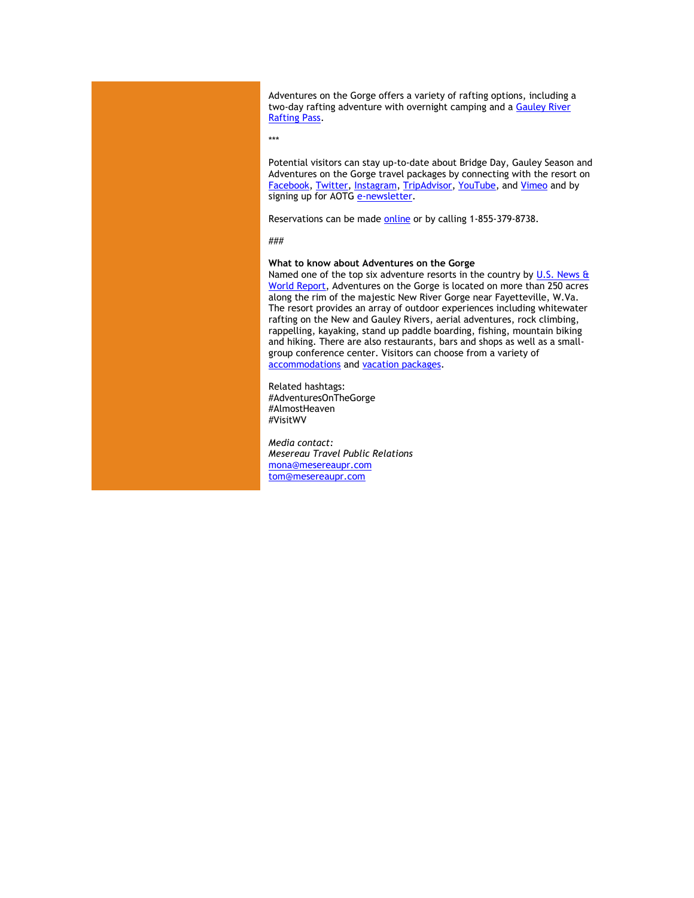Adventures on the Gorge offers a variety of rafting options, including a two-day rafting adventure with overnight camping and a Gauley River Rafting Pass.

***

Potential visitors can stay up-to-date about Bridge Day, Gauley Season and Adventures on the Gorge travel packages by connecting with the resort on Facebook, Twitter, Instagram, TripAdvisor, YouTube, and Vimeo and by signing up for AOTG e-newsletter.

Reservations can be made online or by calling 1-855-379-8738.

###

**What to know about Adventures on the Gorge**
Named one of the top six adventure resorts in the country by U.S. News & World Report, Adventures on the Gorge is located on more than 250 acres along the rim of the majestic New River Gorge near Fayetteville, W.Va. The resort provides an array of outdoor experiences including whitewater rafting on the New and Gauley Rivers, aerial adventures, rock climbing, rappelling, kayaking, stand up paddle boarding, fishing, mountain biking and hiking. There are also restaurants, bars and shops as well as a small-group conference center. Visitors can choose from a variety of accommodations and vacation packages.

Related hashtags:
#AdventuresOnTheGorge
#AlmostHeaven
#VisitWV

*Media contact:*
*Mesereau Travel Public Relations*
mona@mesereaupr.com
tom@mesereaupr.com